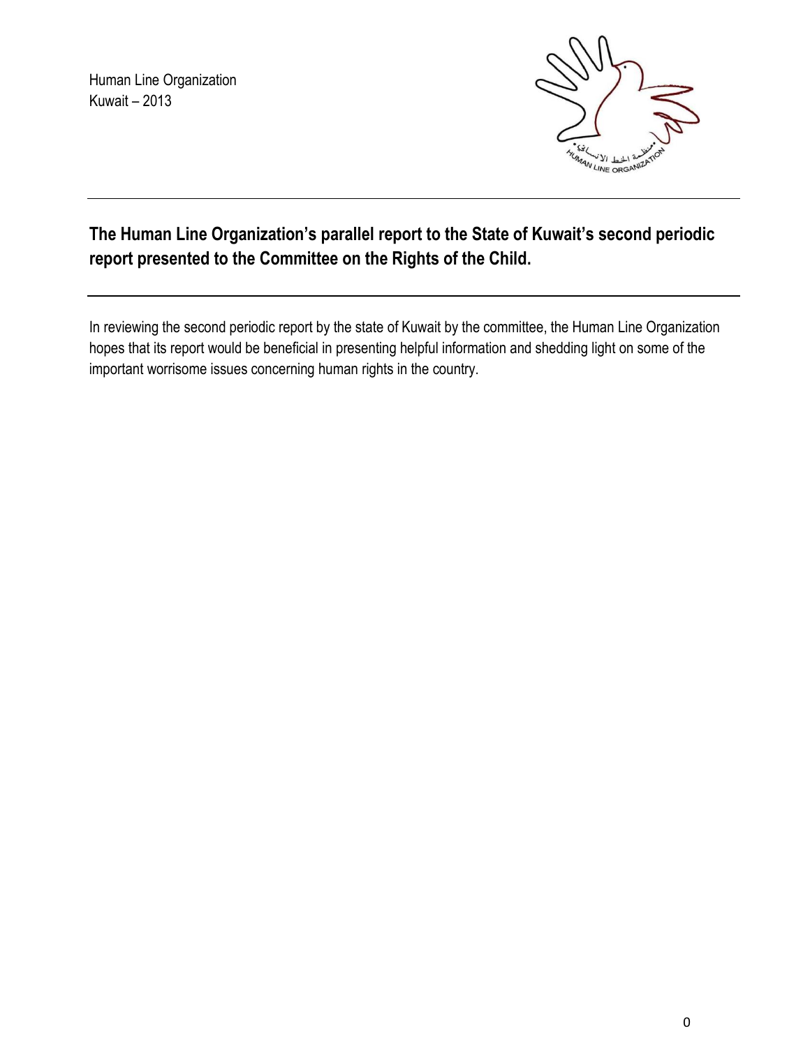Human Line Organization
Kuwait – 2013

## The Human Line Organization's parallel report to the State of Kuwait's second periodic report presented to the Committee on the Rights of the Child.

In reviewing the second periodic report by the state of Kuwait by the committee, the Human Line Organization hopes that its report would be beneficial in presenting helpful information and shedding light on some of the important worrisome issues concerning human rights in the country.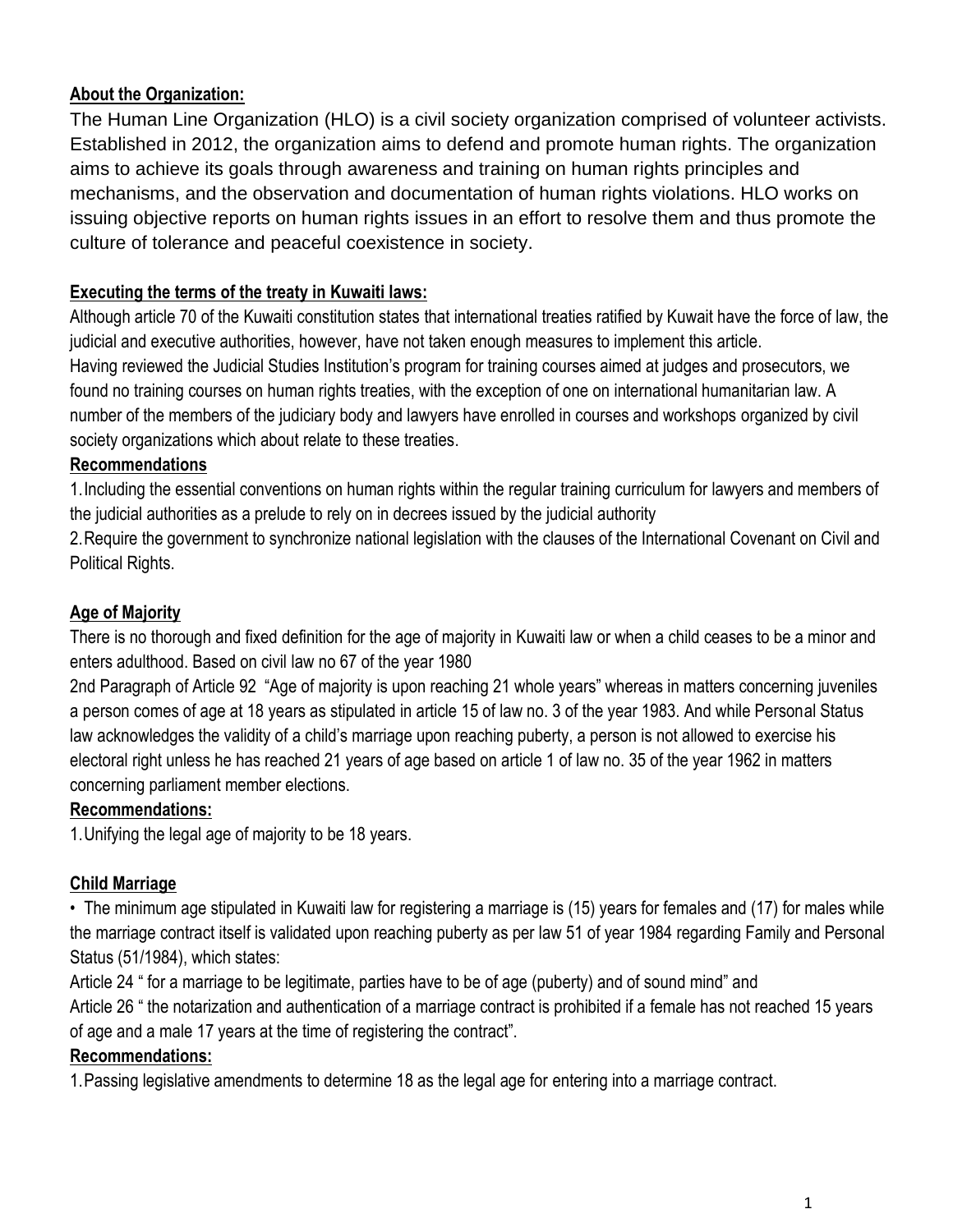**About the Organization:**

The Human Line Organization (HLO) is a civil society organization comprised of volunteer activists. Established in 2012, the organization aims to defend and promote human rights. The organization aims to achieve its goals through awareness and training on human rights principles and mechanisms, and the observation and documentation of human rights violations. HLO works on issuing objective reports on human rights issues in an effort to resolve them and thus promote the culture of tolerance and peaceful coexistence in society.

**Executing the terms of the treaty in Kuwaiti laws:**

Although article 70 of the Kuwaiti constitution states that international treaties ratified by Kuwait have the force of law, the judicial and executive authorities, however, have not taken enough measures to implement this article.

Having reviewed the Judicial Studies Institution's program for training courses aimed at judges and prosecutors, we found no training courses on human rights treaties, with the exception of one on international humanitarian law. A number of the members of the judiciary body and lawyers have enrolled in courses and workshops organized by civil society organizations which about relate to these treaties.

**Recommendations**

1. Including the essential conventions on human rights within the regular training curriculum for lawyers and members of the judicial authorities as a prelude to rely on in decrees issued by the judicial authority
2. Require the government to synchronize national legislation with the clauses of the International Covenant on Civil and Political Rights.

**Age of Majority**

There is no thorough and fixed definition for the age of majority in Kuwaiti law or when a child ceases to be a minor and enters adulthood. Based on civil law no 67 of the year 1980

2nd Paragraph of Article 92 "Age of majority is upon reaching 21 whole years" whereas in matters concerning juveniles a person comes of age at 18 years as stipulated in article 15 of law no. 3 of the year 1983. And while Personal Status law acknowledges the validity of a child's marriage upon reaching puberty, a person is not allowed to exercise his electoral right unless he has reached 21 years of age based on article 1 of law no. 35 of the year 1962 in matters concerning parliament member elections.

**Recommendations:**

1. Unifying the legal age of majority to be 18 years.

**Child Marriage**

- The minimum age stipulated in Kuwaiti law for registering a marriage is (15) years for females and (17) for males while the marriage contract itself is validated upon reaching puberty as per law 51 of year 1984 regarding Family and Personal Status (51/1984), which states:

Article 24 " for a marriage to be legitimate, parties have to be of age (puberty) and of sound mind" and

Article 26 " the notarization and authentication of a marriage contract is prohibited if a female has not reached 15 years of age and a male 17 years at the time of registering the contract".

**Recommendations:**

1. Passing legislative amendments to determine 18 as the legal age for entering into a marriage contract.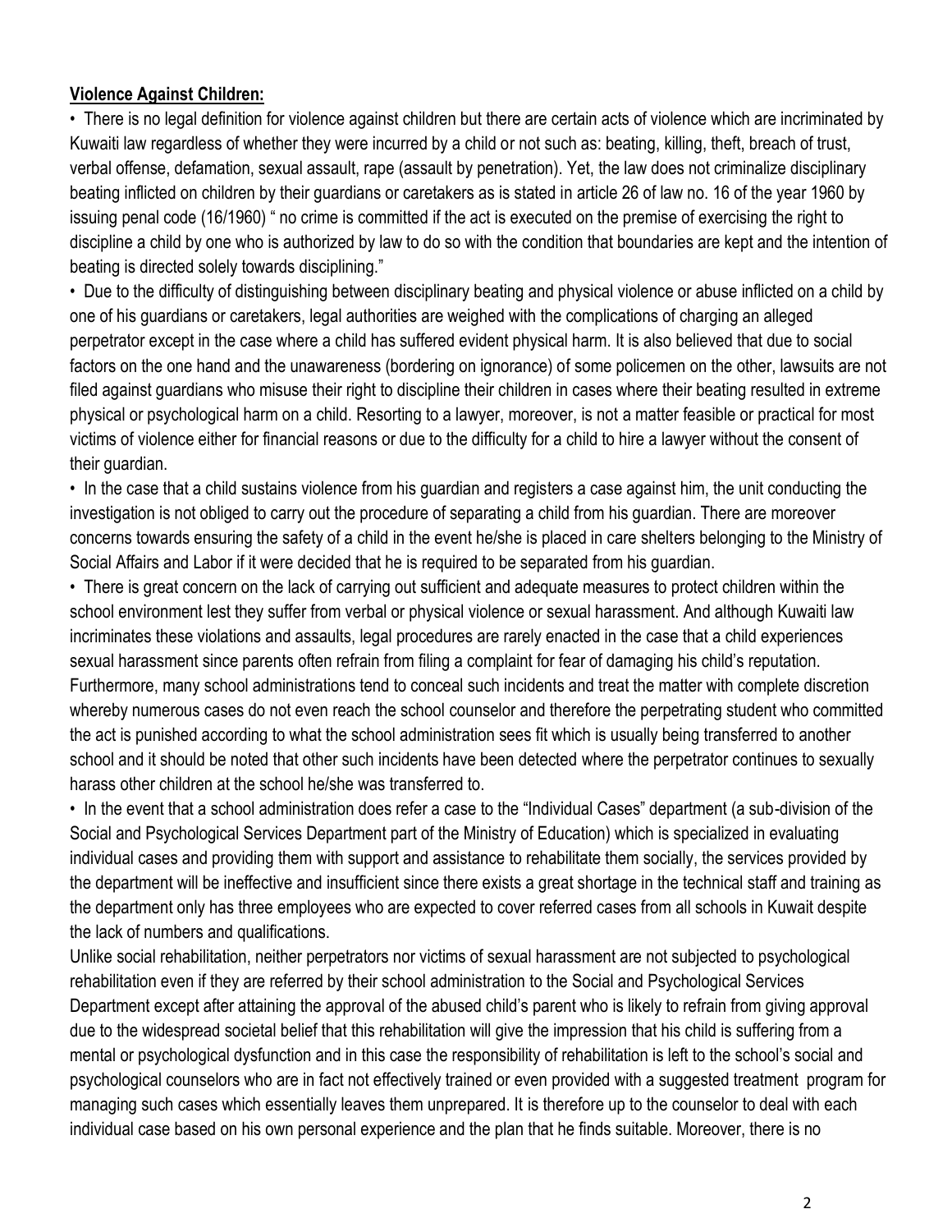**Violence Against Children:**

- There is no legal definition for violence against children but there are certain acts of violence which are incriminated by Kuwaiti law regardless of whether they were incurred by a child or not such as: beating, killing, theft, breach of trust, verbal offense, defamation, sexual assault, rape (assault by penetration). Yet, the law does not criminalize disciplinary beating inflicted on children by their guardians or caretakers as is stated in article 26 of law no. 16 of the year 1960 by issuing penal code (16/1960) " no crime is committed if the act is executed on the premise of exercising the right to discipline a child by one who is authorized by law to do so with the condition that boundaries are kept and the intention of beating is directed solely towards disciplining."
- Due to the difficulty of distinguishing between disciplinary beating and physical violence or abuse inflicted on a child by one of his guardians or caretakers, legal authorities are weighed with the complications of charging an alleged perpetrator except in the case where a child has suffered evident physical harm. It is also believed that due to social factors on the one hand and the unawareness (bordering on ignorance) of some policemen on the other, lawsuits are not filed against guardians who misuse their right to discipline their children in cases where their beating resulted in extreme physical or psychological harm on a child. Resorting to a lawyer, moreover, is not a matter feasible or practical for most victims of violence either for financial reasons or due to the difficulty for a child to hire a lawyer without the consent of their guardian.
- In the case that a child sustains violence from his guardian and registers a case against him, the unit conducting the investigation is not obliged to carry out the procedure of separating a child from his guardian. There are moreover concerns towards ensuring the safety of a child in the event he/she is placed in care shelters belonging to the Ministry of Social Affairs and Labor if it were decided that he is required to be separated from his guardian.
- There is great concern on the lack of carrying out sufficient and adequate measures to protect children within the school environment lest they suffer from verbal or physical violence or sexual harassment. And although Kuwaiti law incriminates these violations and assaults, legal procedures are rarely enacted in the case that a child experiences sexual harassment since parents often refrain from filing a complaint for fear of damaging his child's reputation. Furthermore, many school administrations tend to conceal such incidents and treat the matter with complete discretion whereby numerous cases do not even reach the school counselor and therefore the perpetrating student who committed the act is punished according to what the school administration sees fit which is usually being transferred to another school and it should be noted that other such incidents have been detected where the perpetrator continues to sexually harass other children at the school he/she was transferred to.
- In the event that a school administration does refer a case to the "Individual Cases" department (a sub-division of the Social and Psychological Services Department part of the Ministry of Education) which is specialized in evaluating individual cases and providing them with support and assistance to rehabilitate them socially, the services provided by the department will be ineffective and insufficient since there exists a great shortage in the technical staff and training as the department only has three employees who are expected to cover referred cases from all schools in Kuwait despite the lack of numbers and qualifications.

Unlike social rehabilitation, neither perpetrators nor victims of sexual harassment are not subjected to psychological rehabilitation even if they are referred by their school administration to the Social and Psychological Services Department except after attaining the approval of the abused child's parent who is likely to refrain from giving approval due to the widespread societal belief that this rehabilitation will give the impression that his child is suffering from a mental or psychological dysfunction and in this case the responsibility of rehabilitation is left to the school's social and psychological counselors who are in fact not effectively trained or even provided with a suggested treatment program for managing such cases which essentially leaves them unprepared. It is therefore up to the counselor to deal with each individual case based on his own personal experience and the plan that he finds suitable. Moreover, there is no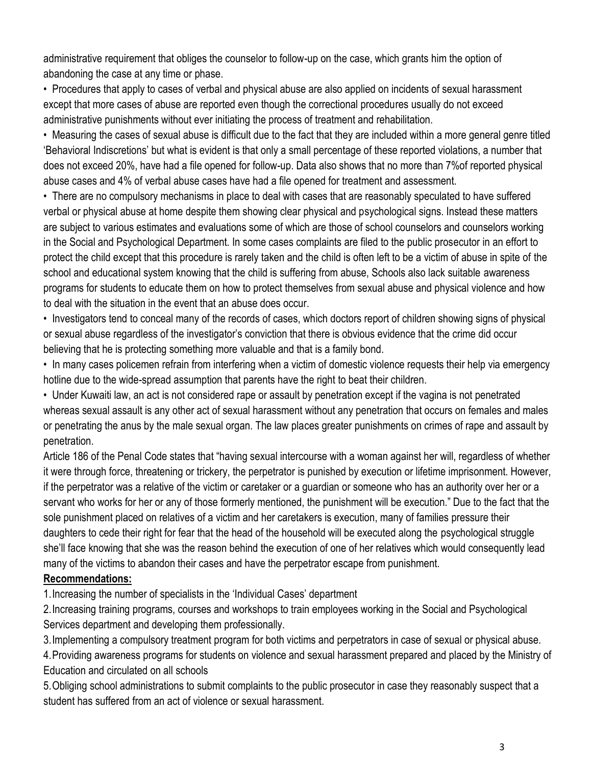administrative requirement that obliges the counselor to follow-up on the case, which grants him the option of abandoning the case at any time or phase.

- Procedures that apply to cases of verbal and physical abuse are also applied on incidents of sexual harassment except that more cases of abuse are reported even though the correctional procedures usually do not exceed administrative punishments without ever initiating the process of treatment and rehabilitation.
- Measuring the cases of sexual abuse is difficult due to the fact that they are included within a more general genre titled 'Behavioral Indiscretions' but what is evident is that only a small percentage of these reported violations, a number that does not exceed 20%, have had a file opened for follow-up. Data also shows that no more than 7%of reported physical abuse cases and 4% of verbal abuse cases have had a file opened for treatment and assessment.
- There are no compulsory mechanisms in place to deal with cases that are reasonably speculated to have suffered verbal or physical abuse at home despite them showing clear physical and psychological signs. Instead these matters are subject to various estimates and evaluations some of which are those of school counselors and counselors working in the Social and Psychological Department. In some cases complaints are filed to the public prosecutor in an effort to protect the child except that this procedure is rarely taken and the child is often left to be a victim of abuse in spite of the school and educational system knowing that the child is suffering from abuse, Schools also lack suitable awareness programs for students to educate them on how to protect themselves from sexual abuse and physical violence and how to deal with the situation in the event that an abuse does occur.
- Investigators tend to conceal many of the records of cases, which doctors report of children showing signs of physical or sexual abuse regardless of the investigator's conviction that there is obvious evidence that the crime did occur believing that he is protecting something more valuable and that is a family bond.
- In many cases policemen refrain from interfering when a victim of domestic violence requests their help via emergency hotline due to the wide-spread assumption that parents have the right to beat their children.
- Under Kuwaiti law, an act is not considered rape or assault by penetration except if the vagina is not penetrated whereas sexual assault is any other act of sexual harassment without any penetration that occurs on females and males or penetrating the anus by the male sexual organ. The law places greater punishments on crimes of rape and assault by penetration.

Article 186 of the Penal Code states that "having sexual intercourse with a woman against her will, regardless of whether it were through force, threatening or trickery, the perpetrator is punished by execution or lifetime imprisonment. However, if the perpetrator was a relative of the victim or caretaker or a guardian or someone who has an authority over her or a servant who works for her or any of those formerly mentioned, the punishment will be execution." Due to the fact that the sole punishment placed on relatives of a victim and her caretakers is execution, many of families pressure their daughters to cede their right for fear that the head of the household will be executed along the psychological struggle she'll face knowing that she was the reason behind the execution of one of her relatives which would consequently lead many of the victims to abandon their cases and have the perpetrator escape from punishment.

**Recommendations:**

1. Increasing the number of specialists in the 'Individual Cases' department
2. Increasing training programs, courses and workshops to train employees working in the Social and Psychological Services department and developing them professionally.
3. Implementing a compulsory treatment program for both victims and perpetrators in case of sexual or physical abuse.
4. Providing awareness programs for students on violence and sexual harassment prepared and placed by the Ministry of Education and circulated on all schools
5. Obliging school administrations to submit complaints to the public prosecutor in case they reasonably suspect that a student has suffered from an act of violence or sexual harassment.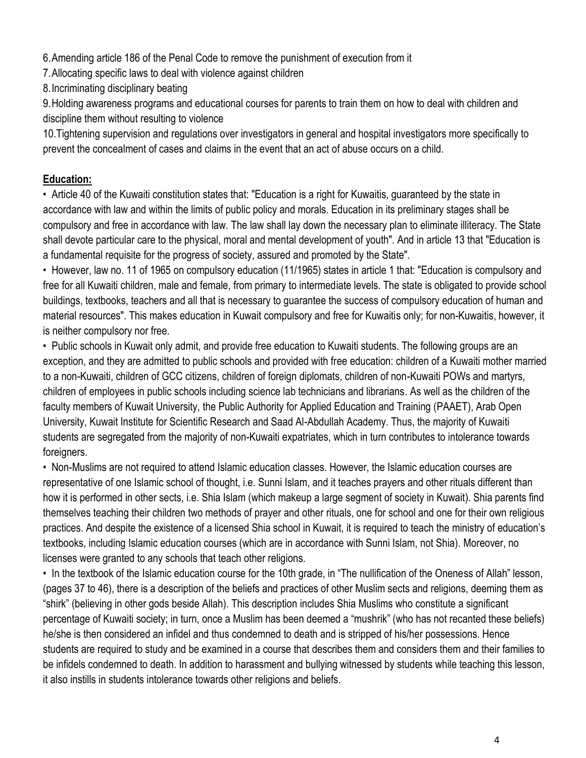6. Amending article 186 of the Penal Code to remove the punishment of execution from it
7. Allocating specific laws to deal with violence against children
8. Incriminating disciplinary beating
9. Holding awareness programs and educational courses for parents to train them on how to deal with children and discipline them without resulting to violence
10. Tightening supervision and regulations over investigators in general and hospital investigators more specifically to prevent the concealment of cases and claims in the event that an act of abuse occurs on a child.

**Education:**

- Article 40 of the Kuwaiti constitution states that: "Education is a right for Kuwaitis, guaranteed by the state in accordance with law and within the limits of public policy and morals. Education in its preliminary stages shall be compulsory and free in accordance with law. The law shall lay down the necessary plan to eliminate illiteracy. The State shall devote particular care to the physical, moral and mental development of youth". And in article 13 that "Education is a fundamental requisite for the progress of society, assured and promoted by the State".
- However, law no. 11 of 1965 on compulsory education (11/1965) states in article 1 that: "Education is compulsory and free for all Kuwaiti children, male and female, from primary to intermediate levels. The state is obligated to provide school buildings, textbooks, teachers and all that is necessary to guarantee the success of compulsory education of human and material resources". This makes education in Kuwait compulsory and free for Kuwaitis only; for non-Kuwaitis, however, it is neither compulsory nor free.
- Public schools in Kuwait only admit, and provide free education to Kuwaiti students. The following groups are an exception, and they are admitted to public schools and provided with free education: children of a Kuwaiti mother married to a non-Kuwaiti, children of GCC citizens, children of foreign diplomats, children of non-Kuwaiti POWs and martyrs, children of employees in public schools including science lab technicians and librarians. As well as the children of the faculty members of Kuwait University, the Public Authority for Applied Education and Training (PAAET), Arab Open University, Kuwait Institute for Scientific Research and Saad Al-Abdullah Academy. Thus, the majority of Kuwaiti students are segregated from the majority of non-Kuwaiti expatriates, which in turn contributes to intolerance towards foreigners.
- Non-Muslims are not required to attend Islamic education classes. However, the Islamic education courses are representative of one Islamic school of thought, i.e. Sunni Islam, and it teaches prayers and other rituals different than how it is performed in other sects, i.e. Shia Islam (which makeup a large segment of society in Kuwait). Shia parents find themselves teaching their children two methods of prayer and other rituals, one for school and one for their own religious practices. And despite the existence of a licensed Shia school in Kuwait, it is required to teach the ministry of education's textbooks, including Islamic education courses (which are in accordance with Sunni Islam, not Shia). Moreover, no licenses were granted to any schools that teach other religions.
- In the textbook of the Islamic education course for the 10th grade, in "The nullification of the Oneness of Allah" lesson, (pages 37 to 46), there is a description of the beliefs and practices of other Muslim sects and religions, deeming them as "shirk" (believing in other gods beside Allah). This description includes Shia Muslims who constitute a significant percentage of Kuwaiti society; in turn, once a Muslim has been deemed a "mushrik" (who has not recanted these beliefs) he/she is then considered an infidel and thus condemned to death and is stripped of his/her possessions. Hence students are required to study and be examined in a course that describes them and considers them and their families to be infidels condemned to death. In addition to harassment and bullying witnessed by students while teaching this lesson, it also instills in students intolerance towards other religions and beliefs.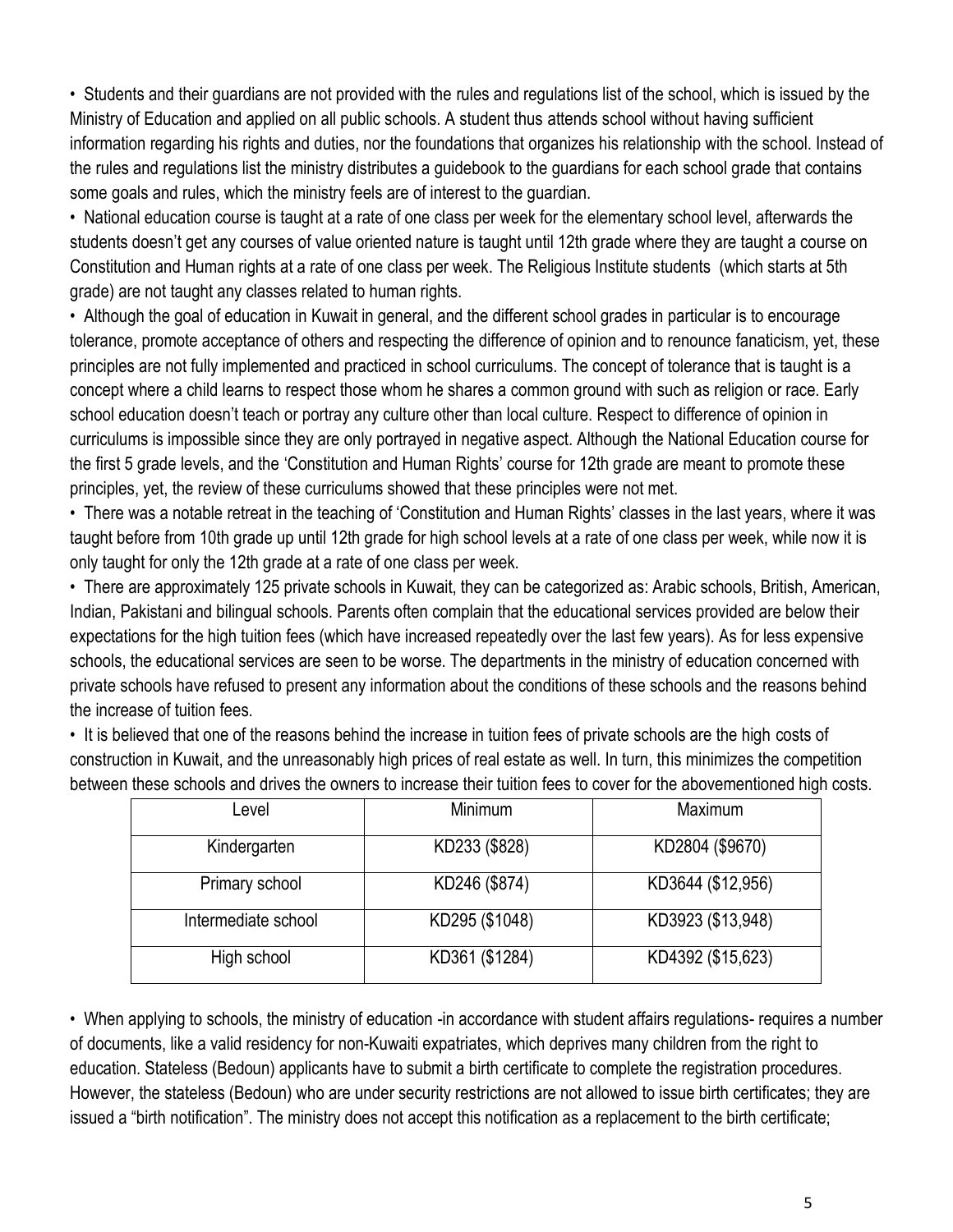- Students and their guardians are not provided with the rules and regulations list of the school, which is issued by the Ministry of Education and applied on all public schools. A student thus attends school without having sufficient information regarding his rights and duties, nor the foundations that organizes his relationship with the school. Instead of the rules and regulations list the ministry distributes a guidebook to the guardians for each school grade that contains some goals and rules, which the ministry feels are of interest to the guardian.
- National education course is taught at a rate of one class per week for the elementary school level, afterwards the students doesn't get any courses of value oriented nature is taught until 12th grade where they are taught a course on Constitution and Human rights at a rate of one class per week. The Religious Institute students (which starts at 5th grade) are not taught any classes related to human rights.
- Although the goal of education in Kuwait in general, and the different school grades in particular is to encourage tolerance, promote acceptance of others and respecting the difference of opinion and to renounce fanaticism, yet, these principles are not fully implemented and practiced in school curriculums. The concept of tolerance that is taught is a concept where a child learns to respect those whom he shares a common ground with such as religion or race. Early school education doesn't teach or portray any culture other than local culture. Respect to difference of opinion in curriculums is impossible since they are only portrayed in negative aspect. Although the National Education course for the first 5 grade levels, and the 'Constitution and Human Rights' course for 12th grade are meant to promote these principles, yet, the review of these curriculums showed that these principles were not met.
- There was a notable retreat in the teaching of 'Constitution and Human Rights' classes in the last years, where it was taught before from 10th grade up until 12th grade for high school levels at a rate of one class per week, while now it is only taught for only the 12th grade at a rate of one class per week.
- There are approximately 125 private schools in Kuwait, they can be categorized as: Arabic schools, British, American, Indian, Pakistani and bilingual schools. Parents often complain that the educational services provided are below their expectations for the high tuition fees (which have increased repeatedly over the last few years). As for less expensive schools, the educational services are seen to be worse. The departments in the ministry of education concerned with private schools have refused to present any information about the conditions of these schools and the reasons behind the increase of tuition fees.
- It is believed that one of the reasons behind the increase in tuition fees of private schools are the high costs of construction in Kuwait, and the unreasonably high prices of real estate as well. In turn, this minimizes the competition between these schools and drives the owners to increase their tuition fees to cover for the abovementioned high costs.

| Level | Minimum | Maximum |
|---|---|---|
| Kindergarten | KD233 ($828) | KD2804 ($9670) |
| Primary school | KD246 ($874) | KD3644 ($12,956) |
| Intermediate school | KD295 ($1048) | KD3923 ($13,948) |
| High school | KD361 ($1284) | KD4392 ($15,623) |

- When applying to schools, the ministry of education -in accordance with student affairs regulations- requires a number of documents, like a valid residency for non-Kuwaiti expatriates, which deprives many children from the right to education. Stateless (Bedoun) applicants have to submit a birth certificate to complete the registration procedures. However, the stateless (Bedoun) who are under security restrictions are not allowed to issue birth certificates; they are issued a "birth notification". The ministry does not accept this notification as a replacement to the birth certificate;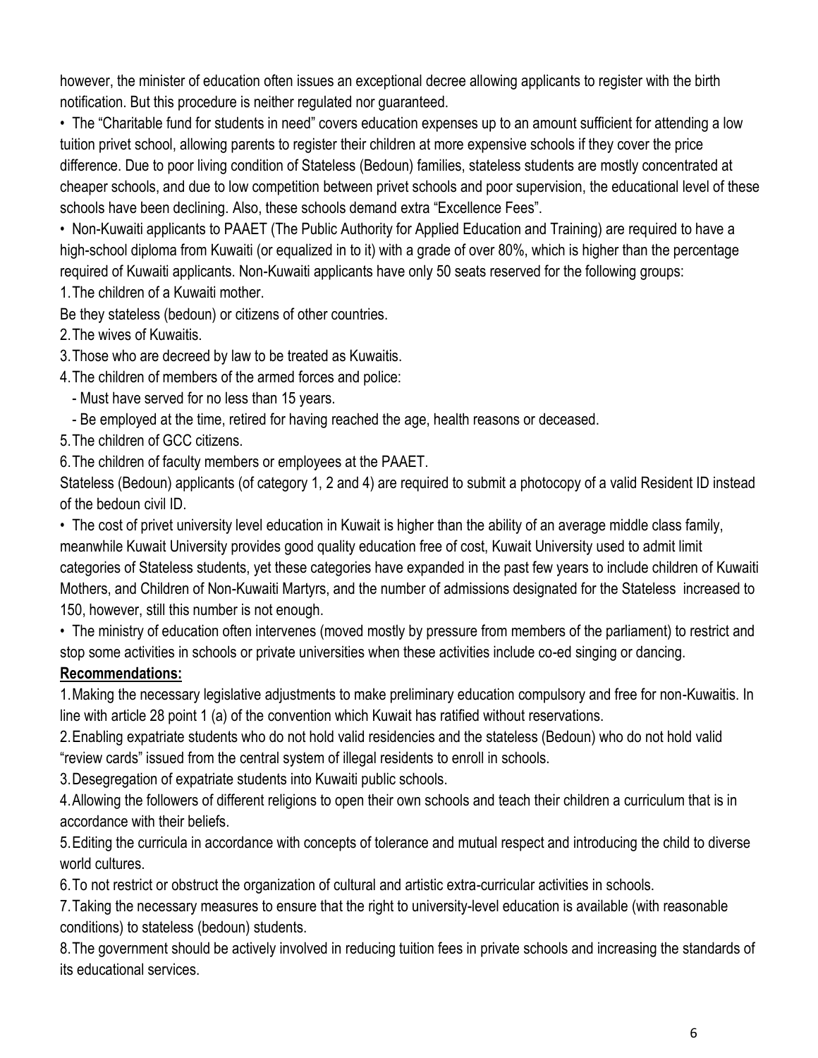however, the minister of education often issues an exceptional decree allowing applicants to register with the birth notification. But this procedure is neither regulated nor guaranteed.

• The "Charitable fund for students in need" covers education expenses up to an amount sufficient for attending a low tuition privet school, allowing parents to register their children at more expensive schools if they cover the price difference. Due to poor living condition of Stateless (Bedoun) families, stateless students are mostly concentrated at cheaper schools, and due to low competition between privet schools and poor supervision, the educational level of these schools have been declining. Also, these schools demand extra "Excellence Fees".

• Non-Kuwaiti applicants to PAAET (The Public Authority for Applied Education and Training) are required to have a high-school diploma from Kuwaiti (or equalized in to it) with a grade of over 80%, which is higher than the percentage required of Kuwaiti applicants. Non-Kuwaiti applicants have only 50 seats reserved for the following groups:

1. The children of a Kuwaiti mother.
Be they stateless (bedoun) or citizens of other countries.
2. The wives of Kuwaitis.
3. Those who are decreed by law to be treated as Kuwaitis.
4. The children of members of the armed forces and police:
   - Must have served for no less than 15 years.
   - Be employed at the time, retired for having reached the age, health reasons or deceased.
5. The children of GCC citizens.
6. The children of faculty members or employees at the PAAET.

Stateless (Bedoun) applicants (of category 1, 2 and 4) are required to submit a photocopy of a valid Resident ID instead of the bedoun civil ID.

• The cost of privet university level education in Kuwait is higher than the ability of an average middle class family, meanwhile Kuwait University provides good quality education free of cost, Kuwait University used to admit limit categories of Stateless students, yet these categories have expanded in the past few years to include children of Kuwaiti Mothers, and Children of Non-Kuwaiti Martyrs, and the number of admissions designated for the Stateless increased to 150, however, still this number is not enough.

• The ministry of education often intervenes (moved mostly by pressure from members of the parliament) to restrict and stop some activities in schools or private universities when these activities include co-ed singing or dancing.

**Recommendations:**

1. Making the necessary legislative adjustments to make preliminary education compulsory and free for non-Kuwaitis. In line with article 28 point 1 (a) of the convention which Kuwait has ratified without reservations.
2. Enabling expatriate students who do not hold valid residencies and the stateless (Bedoun) who do not hold valid "review cards" issued from the central system of illegal residents to enroll in schools.
3. Desegregation of expatriate students into Kuwaiti public schools.
4. Allowing the followers of different religions to open their own schools and teach their children a curriculum that is in accordance with their beliefs.
5. Editing the curricula in accordance with concepts of tolerance and mutual respect and introducing the child to diverse world cultures.
6. To not restrict or obstruct the organization of cultural and artistic extra-curricular activities in schools.
7. Taking the necessary measures to ensure that the right to university-level education is available (with reasonable conditions) to stateless (bedoun) students.
8. The government should be actively involved in reducing tuition fees in private schools and increasing the standards of its educational services.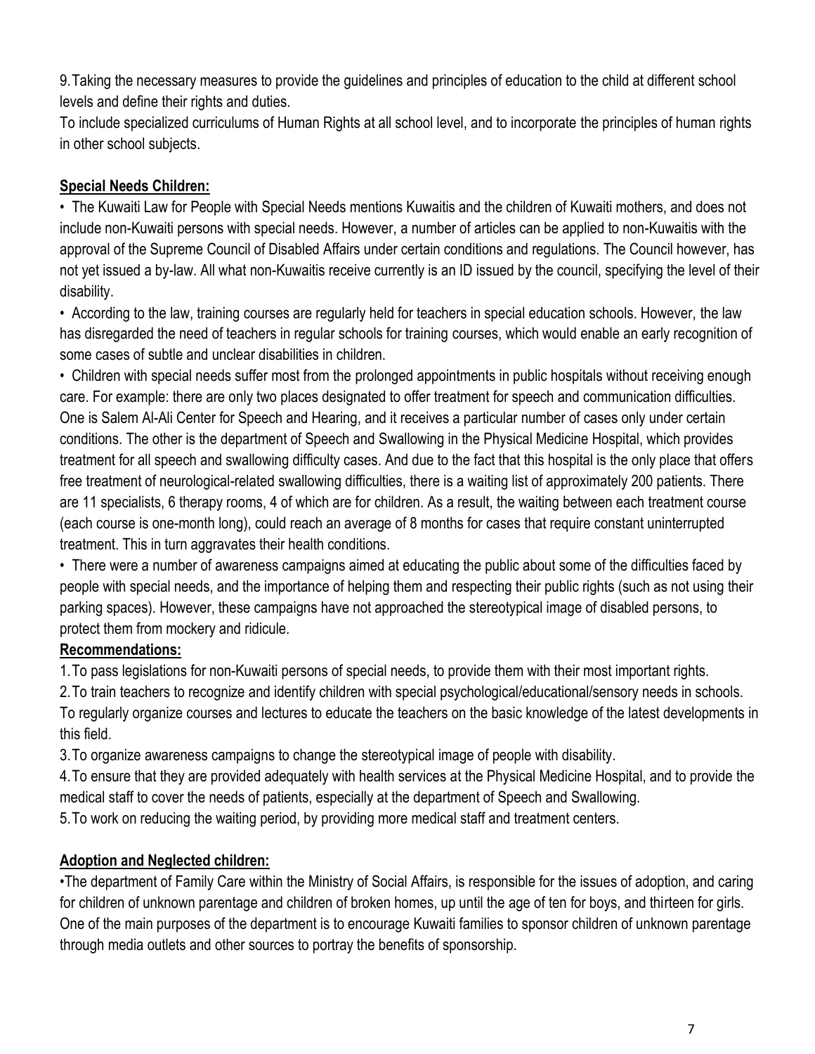9. Taking the necessary measures to provide the guidelines and principles of education to the child at different school levels and define their rights and duties.
To include specialized curriculums of Human Rights at all school level, and to incorporate the principles of human rights in other school subjects.

**Special Needs Children:**

- The Kuwaiti Law for People with Special Needs mentions Kuwaitis and the children of Kuwaiti mothers, and does not include non-Kuwaiti persons with special needs. However, a number of articles can be applied to non-Kuwaitis with the approval of the Supreme Council of Disabled Affairs under certain conditions and regulations. The Council however, has not yet issued a by-law. All what non-Kuwaitis receive currently is an ID issued by the council, specifying the level of their disability.
- According to the law, training courses are regularly held for teachers in special education schools. However, the law has disregarded the need of teachers in regular schools for training courses, which would enable an early recognition of some cases of subtle and unclear disabilities in children.
- Children with special needs suffer most from the prolonged appointments in public hospitals without receiving enough care. For example: there are only two places designated to offer treatment for speech and communication difficulties. One is Salem Al-Ali Center for Speech and Hearing, and it receives a particular number of cases only under certain conditions. The other is the department of Speech and Swallowing in the Physical Medicine Hospital, which provides treatment for all speech and swallowing difficulty cases. And due to the fact that this hospital is the only place that offers free treatment of neurological-related swallowing difficulties, there is a waiting list of approximately 200 patients. There are 11 specialists, 6 therapy rooms, 4 of which are for children. As a result, the waiting between each treatment course (each course is one-month long), could reach an average of 8 months for cases that require constant uninterrupted treatment. This in turn aggravates their health conditions.
- There were a number of awareness campaigns aimed at educating the public about some of the difficulties faced by people with special needs, and the importance of helping them and respecting their public rights (such as not using their parking spaces). However, these campaigns have not approached the stereotypical image of disabled persons, to protect them from mockery and ridicule.

**Recommendations:**

1. To pass legislations for non-Kuwaiti persons of special needs, to provide them with their most important rights.
2. To train teachers to recognize and identify children with special psychological/educational/sensory needs in schools. To regularly organize courses and lectures to educate the teachers on the basic knowledge of the latest developments in this field.
3. To organize awareness campaigns to change the stereotypical image of people with disability.
4. To ensure that they are provided adequately with health services at the Physical Medicine Hospital, and to provide the medical staff to cover the needs of patients, especially at the department of Speech and Swallowing.
5. To work on reducing the waiting period, by providing more medical staff and treatment centers.

**Adoption and Neglected children:**

- The department of Family Care within the Ministry of Social Affairs, is responsible for the issues of adoption, and caring for children of unknown parentage and children of broken homes, up until the age of ten for boys, and thirteen for girls. One of the main purposes of the department is to encourage Kuwaiti families to sponsor children of unknown parentage through media outlets and other sources to portray the benefits of sponsorship.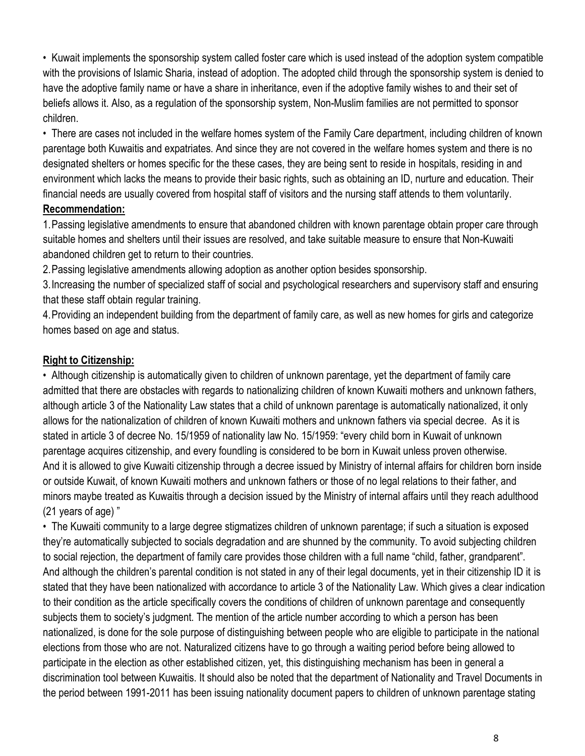• Kuwait implements the sponsorship system called foster care which is used instead of the adoption system compatible with the provisions of Islamic Sharia, instead of adoption. The adopted child through the sponsorship system is denied to have the adoptive family name or have a share in inheritance, even if the adoptive family wishes to and their set of beliefs allows it. Also, as a regulation of the sponsorship system, Non-Muslim families are not permitted to sponsor children.

• There are cases not included in the welfare homes system of the Family Care department, including children of known parentage both Kuwaitis and expatriates. And since they are not covered in the welfare homes system and there is no designated shelters or homes specific for the these cases, they are being sent to reside in hospitals, residing in and environment which lacks the means to provide their basic rights, such as obtaining an ID, nurture and education. Their financial needs are usually covered from hospital staff of visitors and the nursing staff attends to them voluntarily.

**Recommendation:**

1. Passing legislative amendments to ensure that abandoned children with known parentage obtain proper care through suitable homes and shelters until their issues are resolved, and take suitable measure to ensure that Non-Kuwaiti abandoned children get to return to their countries.
2. Passing legislative amendments allowing adoption as another option besides sponsorship.
3. Increasing the number of specialized staff of social and psychological researchers and supervisory staff and ensuring that these staff obtain regular training.
4. Providing an independent building from the department of family care, as well as new homes for girls and categorize homes based on age and status.

**Right to Citizenship:**

• Although citizenship is automatically given to children of unknown parentage, yet the department of family care admitted that there are obstacles with regards to nationalizing children of known Kuwaiti mothers and unknown fathers, although article 3 of the Nationality Law states that a child of unknown parentage is automatically nationalized, it only allows for the nationalization of children of known Kuwaiti mothers and unknown fathers via special decree. As it is stated in article 3 of decree No. 15/1959 of nationality law No. 15/1959: "every child born in Kuwait of unknown parentage acquires citizenship, and every foundling is considered to be born in Kuwait unless proven otherwise. And it is allowed to give Kuwaiti citizenship through a decree issued by Ministry of internal affairs for children born inside or outside Kuwait, of known Kuwaiti mothers and unknown fathers or those of no legal relations to their father, and minors maybe treated as Kuwaitis through a decision issued by the Ministry of internal affairs until they reach adulthood (21 years of age) "

• The Kuwaiti community to a large degree stigmatizes children of unknown parentage; if such a situation is exposed they're automatically subjected to socials degradation and are shunned by the community. To avoid subjecting children to social rejection, the department of family care provides those children with a full name "child, father, grandparent". And although the children's parental condition is not stated in any of their legal documents, yet in their citizenship ID it is stated that they have been nationalized with accordance to article 3 of the Nationality Law. Which gives a clear indication to their condition as the article specifically covers the conditions of children of unknown parentage and consequently subjects them to society's judgment. The mention of the article number according to which a person has been nationalized, is done for the sole purpose of distinguishing between people who are eligible to participate in the national elections from those who are not. Naturalized citizens have to go through a waiting period before being allowed to participate in the election as other established citizen, yet, this distinguishing mechanism has been in general a discrimination tool between Kuwaitis. It should also be noted that the department of Nationality and Travel Documents in the period between 1991-2011 has been issuing nationality document papers to children of unknown parentage stating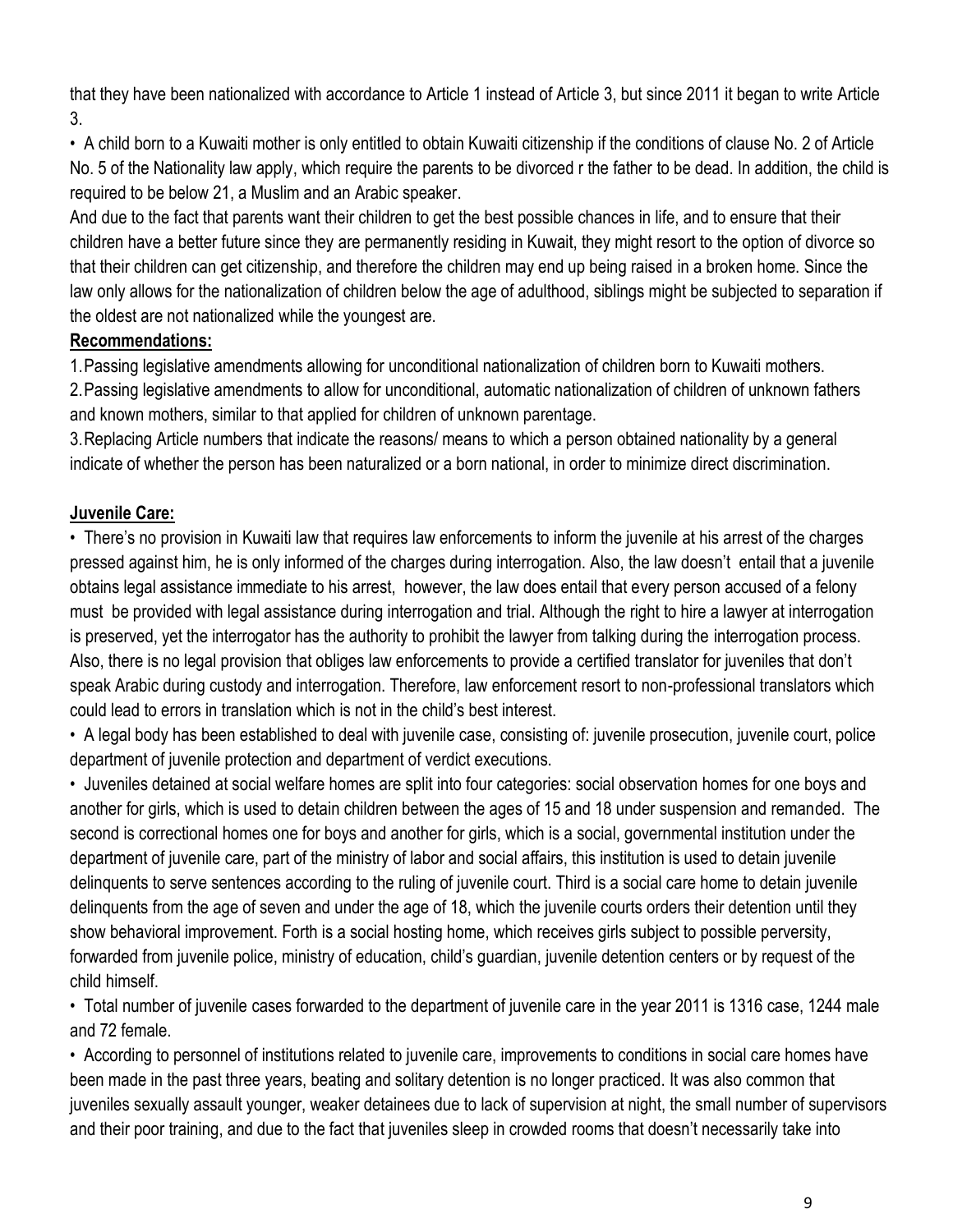that they have been nationalized with accordance to Article 1 instead of Article 3, but since 2011 it began to write Article 3.

- A child born to a Kuwaiti mother is only entitled to obtain Kuwaiti citizenship if the conditions of clause No. 2 of Article No. 5 of the Nationality law apply, which require the parents to be divorced r the father to be dead. In addition, the child is required to be below 21, a Muslim and an Arabic speaker.

And due to the fact that parents want their children to get the best possible chances in life, and to ensure that their children have a better future since they are permanently residing in Kuwait, they might resort to the option of divorce so that their children can get citizenship, and therefore the children may end up being raised in a broken home. Since the law only allows for the nationalization of children below the age of adulthood, siblings might be subjected to separation if the oldest are not nationalized while the youngest are.

**Recommendations:**

1. Passing legislative amendments allowing for unconditional nationalization of children born to Kuwaiti mothers.
2. Passing legislative amendments to allow for unconditional, automatic nationalization of children of unknown fathers and known mothers, similar to that applied for children of unknown parentage.
3. Replacing Article numbers that indicate the reasons/ means to which a person obtained nationality by a general indicate of whether the person has been naturalized or a born national, in order to minimize direct discrimination.

**Juvenile Care:**

- There's no provision in Kuwaiti law that requires law enforcements to inform the juvenile at his arrest of the charges pressed against him, he is only informed of the charges during interrogation. Also, the law doesn't entail that a juvenile obtains legal assistance immediate to his arrest, however, the law does entail that every person accused of a felony must be provided with legal assistance during interrogation and trial. Although the right to hire a lawyer at interrogation is preserved, yet the interrogator has the authority to prohibit the lawyer from talking during the interrogation process. Also, there is no legal provision that obliges law enforcements to provide a certified translator for juveniles that don't speak Arabic during custody and interrogation. Therefore, law enforcement resort to non-professional translators which could lead to errors in translation which is not in the child's best interest.
- A legal body has been established to deal with juvenile case, consisting of: juvenile prosecution, juvenile court, police department of juvenile protection and department of verdict executions.
- Juveniles detained at social welfare homes are split into four categories: social observation homes for one boys and another for girls, which is used to detain children between the ages of 15 and 18 under suspension and remanded. The second is correctional homes one for boys and another for girls, which is a social, governmental institution under the department of juvenile care, part of the ministry of labor and social affairs, this institution is used to detain juvenile delinquents to serve sentences according to the ruling of juvenile court. Third is a social care home to detain juvenile delinquents from the age of seven and under the age of 18, which the juvenile courts orders their detention until they show behavioral improvement. Forth is a social hosting home, which receives girls subject to possible perversity, forwarded from juvenile police, ministry of education, child's guardian, juvenile detention centers or by request of the child himself.
- Total number of juvenile cases forwarded to the department of juvenile care in the year 2011 is 1316 case, 1244 male and 72 female.
- According to personnel of institutions related to juvenile care, improvements to conditions in social care homes have been made in the past three years, beating and solitary detention is no longer practiced. It was also common that juveniles sexually assault younger, weaker detainees due to lack of supervision at night, the small number of supervisors and their poor training, and due to the fact that juveniles sleep in crowded rooms that doesn't necessarily take into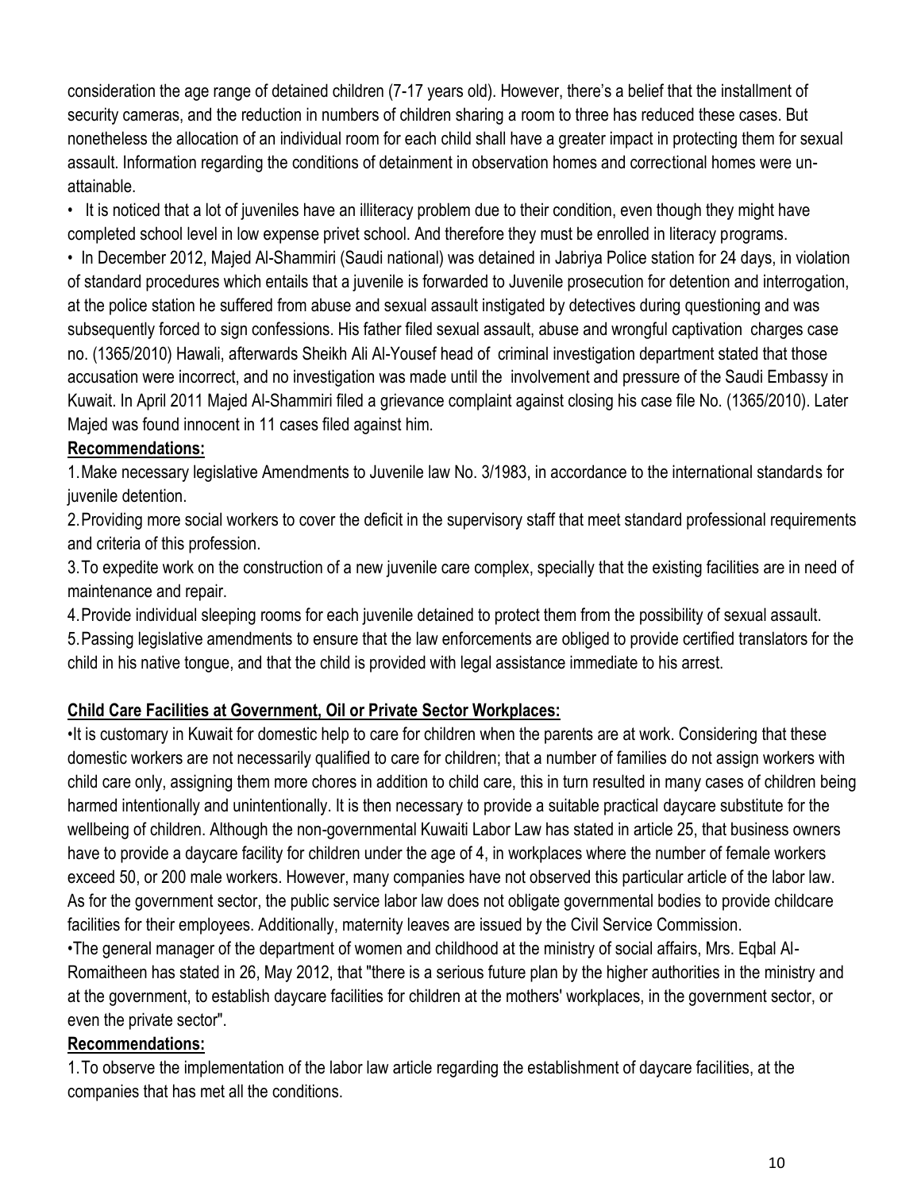consideration the age range of detained children (7-17 years old). However, there's a belief that the installment of security cameras, and the reduction in numbers of children sharing a room to three has reduced these cases. But nonetheless the allocation of an individual room for each child shall have a greater impact in protecting them for sexual assault. Information regarding the conditions of detainment in observation homes and correctional homes were un-attainable.

- It is noticed that a lot of juveniles have an illiteracy problem due to their condition, even though they might have completed school level in low expense privet school. And therefore they must be enrolled in literacy programs.
- In December 2012, Majed Al-Shammiri (Saudi national) was detained in Jabriya Police station for 24 days, in violation of standard procedures which entails that a juvenile is forwarded to Juvenile prosecution for detention and interrogation, at the police station he suffered from abuse and sexual assault instigated by detectives during questioning and was subsequently forced to sign confessions. His father filed sexual assault, abuse and wrongful captivation charges case no. (1365/2010) Hawali, afterwards Sheikh Ali Al-Yousef head of criminal investigation department stated that those accusation were incorrect, and no investigation was made until the involvement and pressure of the Saudi Embassy in Kuwait. In April 2011 Majed Al-Shammiri filed a grievance complaint against closing his case file No. (1365/2010). Later Majed was found innocent in 11 cases filed against him.

**Recommendations:**

1. Make necessary legislative Amendments to Juvenile law No. 3/1983, in accordance to the international standards for juvenile detention.
2. Providing more social workers to cover the deficit in the supervisory staff that meet standard professional requirements and criteria of this profession.
3. To expedite work on the construction of a new juvenile care complex, specially that the existing facilities are in need of maintenance and repair.
4. Provide individual sleeping rooms for each juvenile detained to protect them from the possibility of sexual assault.
5. Passing legislative amendments to ensure that the law enforcements are obliged to provide certified translators for the child in his native tongue, and that the child is provided with legal assistance immediate to his arrest.

**Child Care Facilities at Government, Oil or Private Sector Workplaces:**

- It is customary in Kuwait for domestic help to care for children when the parents are at work. Considering that these domestic workers are not necessarily qualified to care for children; that a number of families do not assign workers with child care only, assigning them more chores in addition to child care, this in turn resulted in many cases of children being harmed intentionally and unintentionally. It is then necessary to provide a suitable practical daycare substitute for the wellbeing of children. Although the non-governmental Kuwaiti Labor Law has stated in article 25, that business owners have to provide a daycare facility for children under the age of 4, in workplaces where the number of female workers exceed 50, or 200 male workers. However, many companies have not observed this particular article of the labor law. As for the government sector, the public service labor law does not obligate governmental bodies to provide childcare facilities for their employees. Additionally, maternity leaves are issued by the Civil Service Commission.
- The general manager of the department of women and childhood at the ministry of social affairs, Mrs. Eqbal Al-Romaitheen has stated in 26, May 2012, that "there is a serious future plan by the higher authorities in the ministry and at the government, to establish daycare facilities for children at the mothers' workplaces, in the government sector, or even the private sector".

**Recommendations:**

1. To observe the implementation of the labor law article regarding the establishment of daycare facilities, at the companies that has met all the conditions.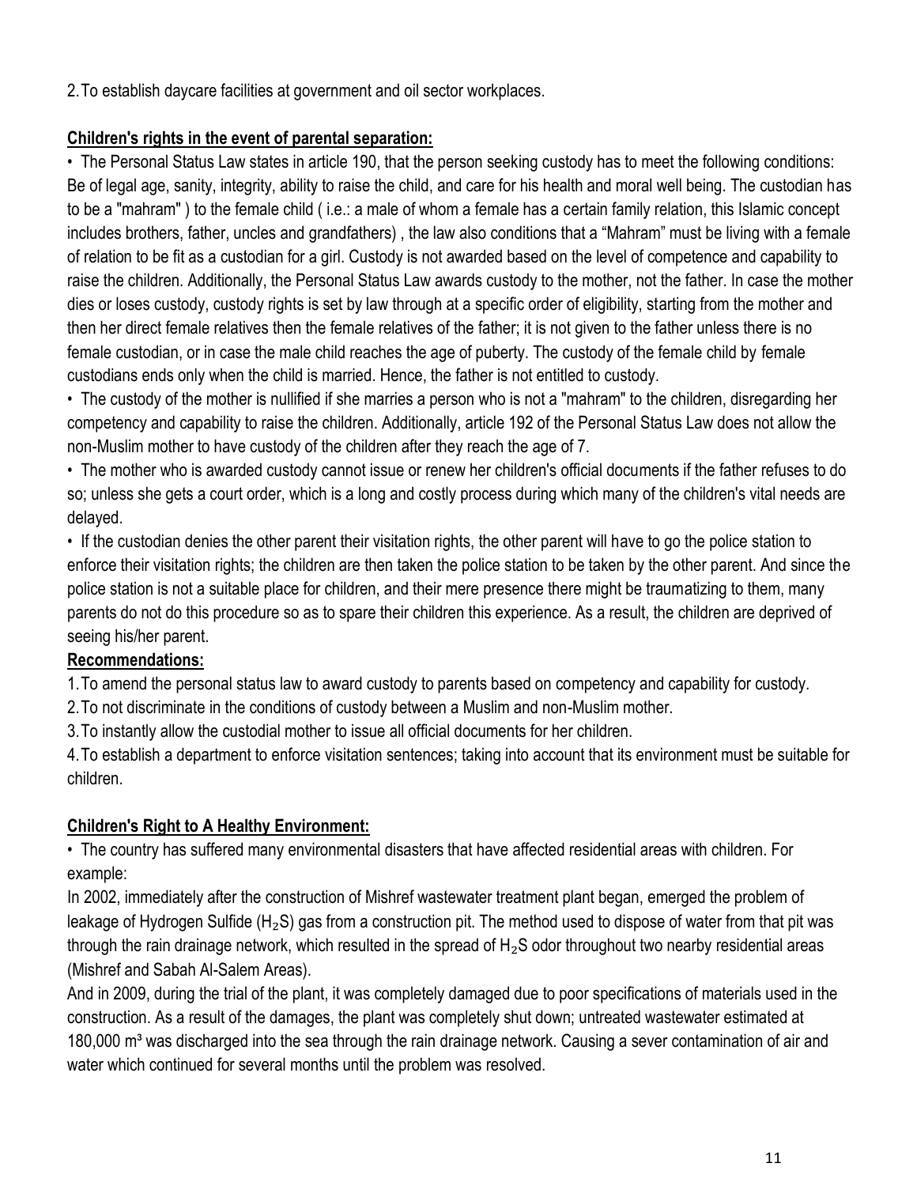2. To establish daycare facilities at government and oil sector workplaces.

**Children's rights in the event of parental separation:**

- The Personal Status Law states in article 190, that the person seeking custody has to meet the following conditions: Be of legal age, sanity, integrity, ability to raise the child, and care for his health and moral well being. The custodian has to be a "mahram" ) to the female child ( i.e.: a male of whom a female has a certain family relation, this Islamic concept includes brothers, father, uncles and grandfathers) , the law also conditions that a "Mahram" must be living with a female of relation to be fit as a custodian for a girl. Custody is not awarded based on the level of competence and capability to raise the children. Additionally, the Personal Status Law awards custody to the mother, not the father. In case the mother dies or loses custody, custody rights is set by law through at a specific order of eligibility, starting from the mother and then her direct female relatives then the female relatives of the father; it is not given to the father unless there is no female custodian, or in case the male child reaches the age of puberty. The custody of the female child by female custodians ends only when the child is married. Hence, the father is not entitled to custody.
- The custody of the mother is nullified if she marries a person who is not a "mahram" to the children, disregarding her competency and capability to raise the children. Additionally, article 192 of the Personal Status Law does not allow the non-Muslim mother to have custody of the children after they reach the age of 7.
- The mother who is awarded custody cannot issue or renew her children's official documents if the father refuses to do so; unless she gets a court order, which is a long and costly process during which many of the children's vital needs are delayed.
- If the custodian denies the other parent their visitation rights, the other parent will have to go the police station to enforce their visitation rights; the children are then taken the police station to be taken by the other parent. And since the police station is not a suitable place for children, and their mere presence there might be traumatizing to them, many parents do not do this procedure so as to spare their children this experience. As a result, the children are deprived of seeing his/her parent.

**Recommendations:**

1. To amend the personal status law to award custody to parents based on competency and capability for custody.
2. To not discriminate in the conditions of custody between a Muslim and non-Muslim mother.
3. To instantly allow the custodial mother to issue all official documents for her children.
4. To establish a department to enforce visitation sentences; taking into account that its environment must be suitable for children.

**Children's Right to A Healthy Environment:**

- The country has suffered many environmental disasters that have affected residential areas with children. For example:

In 2002, immediately after the construction of Mishref wastewater treatment plant began, emerged the problem of leakage of Hydrogen Sulfide ($H_2S$) gas from a construction pit. The method used to dispose of water from that pit was through the rain drainage network, which resulted in the spread of $H_2S$ odor throughout two nearby residential areas (Mishref and Sabah Al-Salem Areas).

And in 2009, during the trial of the plant, it was completely damaged due to poor specifications of materials used in the construction. As a result of the damages, the plant was completely shut down; untreated wastewater estimated at 180,000 $m^3$ was discharged into the sea through the rain drainage network. Causing a sever contamination of air and water which continued for several months until the problem was resolved.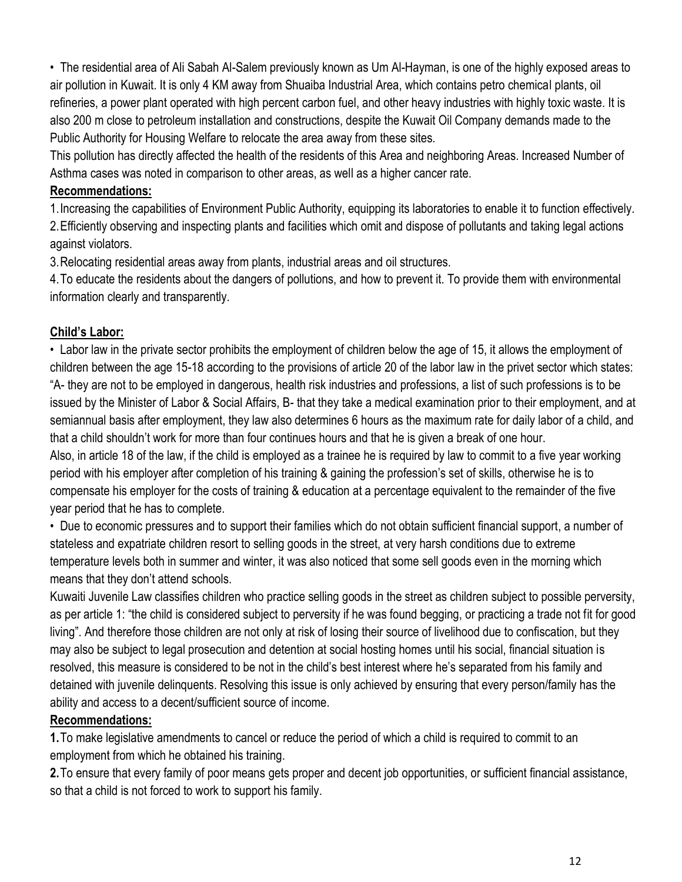• The residential area of Ali Sabah Al-Salem previously known as Um Al-Hayman, is one of the highly exposed areas to air pollution in Kuwait. It is only 4 KM away from Shuaiba Industrial Area, which contains petro chemical plants, oil refineries, a power plant operated with high percent carbon fuel, and other heavy industries with highly toxic waste. It is also 200 m close to petroleum installation and constructions, despite the Kuwait Oil Company demands made to the Public Authority for Housing Welfare to relocate the area away from these sites.

This pollution has directly affected the health of the residents of this Area and neighboring Areas. Increased Number of Asthma cases was noted in comparison to other areas, as well as a higher cancer rate.

**Recommendations:**

1. Increasing the capabilities of Environment Public Authority, equipping its laboratories to enable it to function effectively.
2. Efficiently observing and inspecting plants and facilities which omit and dispose of pollutants and taking legal actions against violators.
3. Relocating residential areas away from plants, industrial areas and oil structures.
4. To educate the residents about the dangers of pollutions, and how to prevent it. To provide them with environmental information clearly and transparently.

**Child's Labor:**

• Labor law in the private sector prohibits the employment of children below the age of 15, it allows the employment of children between the age 15-18 according to the provisions of article 20 of the labor law in the privet sector which states: "A- they are not to be employed in dangerous, health risk industries and professions, a list of such professions is to be issued by the Minister of Labor & Social Affairs, B- that they take a medical examination prior to their employment, and at semiannual basis after employment, they law also determines 6 hours as the maximum rate for daily labor of a child, and that a child shouldn't work for more than four continues hours and that he is given a break of one hour.

Also, in article 18 of the law, if the child is employed as a trainee he is required by law to commit to a five year working period with his employer after completion of his training & gaining the profession's set of skills, otherwise he is to compensate his employer for the costs of training & education at a percentage equivalent to the remainder of the five year period that he has to complete.

• Due to economic pressures and to support their families which do not obtain sufficient financial support, a number of stateless and expatriate children resort to selling goods in the street, at very harsh conditions due to extreme temperature levels both in summer and winter, it was also noticed that some sell goods even in the morning which means that they don't attend schools.

Kuwaiti Juvenile Law classifies children who practice selling goods in the street as children subject to possible perversity, as per article 1: "the child is considered subject to perversity if he was found begging, or practicing a trade not fit for good living". And therefore those children are not only at risk of losing their source of livelihood due to confiscation, but they may also be subject to legal prosecution and detention at social hosting homes until his social, financial situation is resolved, this measure is considered to be not in the child's best interest where he's separated from his family and detained with juvenile delinquents. Resolving this issue is only achieved by ensuring that every person/family has the ability and access to a decent/sufficient source of income.

**Recommendations:**

**1.** To make legislative amendments to cancel or reduce the period of which a child is required to commit to an employment from which he obtained his training.

**2.** To ensure that every family of poor means gets proper and decent job opportunities, or sufficient financial assistance, so that a child is not forced to work to support his family.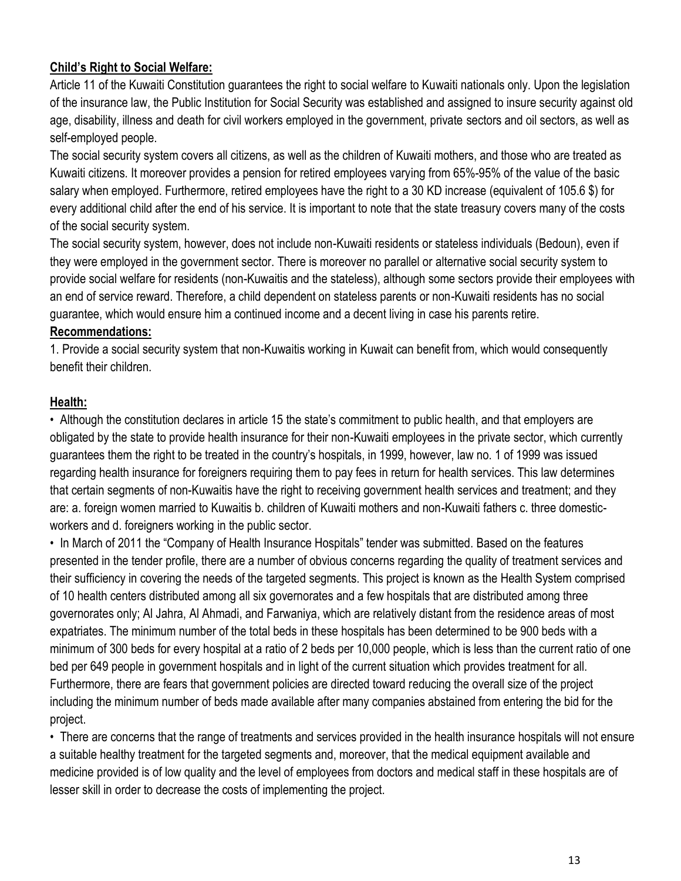**Child's Right to Social Welfare:**

Article 11 of the Kuwaiti Constitution guarantees the right to social welfare to Kuwaiti nationals only. Upon the legislation of the insurance law, the Public Institution for Social Security was established and assigned to insure security against old age, disability, illness and death for civil workers employed in the government, private sectors and oil sectors, as well as self-employed people.

The social security system covers all citizens, as well as the children of Kuwaiti mothers, and those who are treated as Kuwaiti citizens. It moreover provides a pension for retired employees varying from 65%-95% of the value of the basic salary when employed. Furthermore, retired employees have the right to a 30 KD increase (equivalent of 105.6 $) for every additional child after the end of his service. It is important to note that the state treasury covers many of the costs of the social security system.

The social security system, however, does not include non-Kuwaiti residents or stateless individuals (Bedoun), even if they were employed in the government sector. There is moreover no parallel or alternative social security system to provide social welfare for residents (non-Kuwaitis and the stateless), although some sectors provide their employees with an end of service reward. Therefore, a child dependent on stateless parents or non-Kuwaiti residents has no social guarantee, which would ensure him a continued income and a decent living in case his parents retire.

**Recommendations:**

1. Provide a social security system that non-Kuwaitis working in Kuwait can benefit from, which would consequently benefit their children.

**Health:**

- Although the constitution declares in article 15 the state's commitment to public health, and that employers are obligated by the state to provide health insurance for their non-Kuwaiti employees in the private sector, which currently guarantees them the right to be treated in the country's hospitals, in 1999, however, law no. 1 of 1999 was issued regarding health insurance for foreigners requiring them to pay fees in return for health services. This law determines that certain segments of non-Kuwaitis have the right to receiving government health services and treatment; and they are: a. foreign women married to Kuwaitis b. children of Kuwaiti mothers and non-Kuwaiti fathers c. three domestic-workers and d. foreigners working in the public sector.
- In March of 2011 the "Company of Health Insurance Hospitals" tender was submitted. Based on the features presented in the tender profile, there are a number of obvious concerns regarding the quality of treatment services and their sufficiency in covering the needs of the targeted segments. This project is known as the Health System comprised of 10 health centers distributed among all six governorates and a few hospitals that are distributed among three governorates only; Al Jahra, Al Ahmadi, and Farwaniya, which are relatively distant from the residence areas of most expatriates. The minimum number of the total beds in these hospitals has been determined to be 900 beds with a minimum of 300 beds for every hospital at a ratio of 2 beds per 10,000 people, which is less than the current ratio of one bed per 649 people in government hospitals and in light of the current situation which provides treatment for all. Furthermore, there are fears that government policies are directed toward reducing the overall size of the project including the minimum number of beds made available after many companies abstained from entering the bid for the project.
- There are concerns that the range of treatments and services provided in the health insurance hospitals will not ensure a suitable healthy treatment for the targeted segments and, moreover, that the medical equipment available and medicine provided is of low quality and the level of employees from doctors and medical staff in these hospitals are of lesser skill in order to decrease the costs of implementing the project.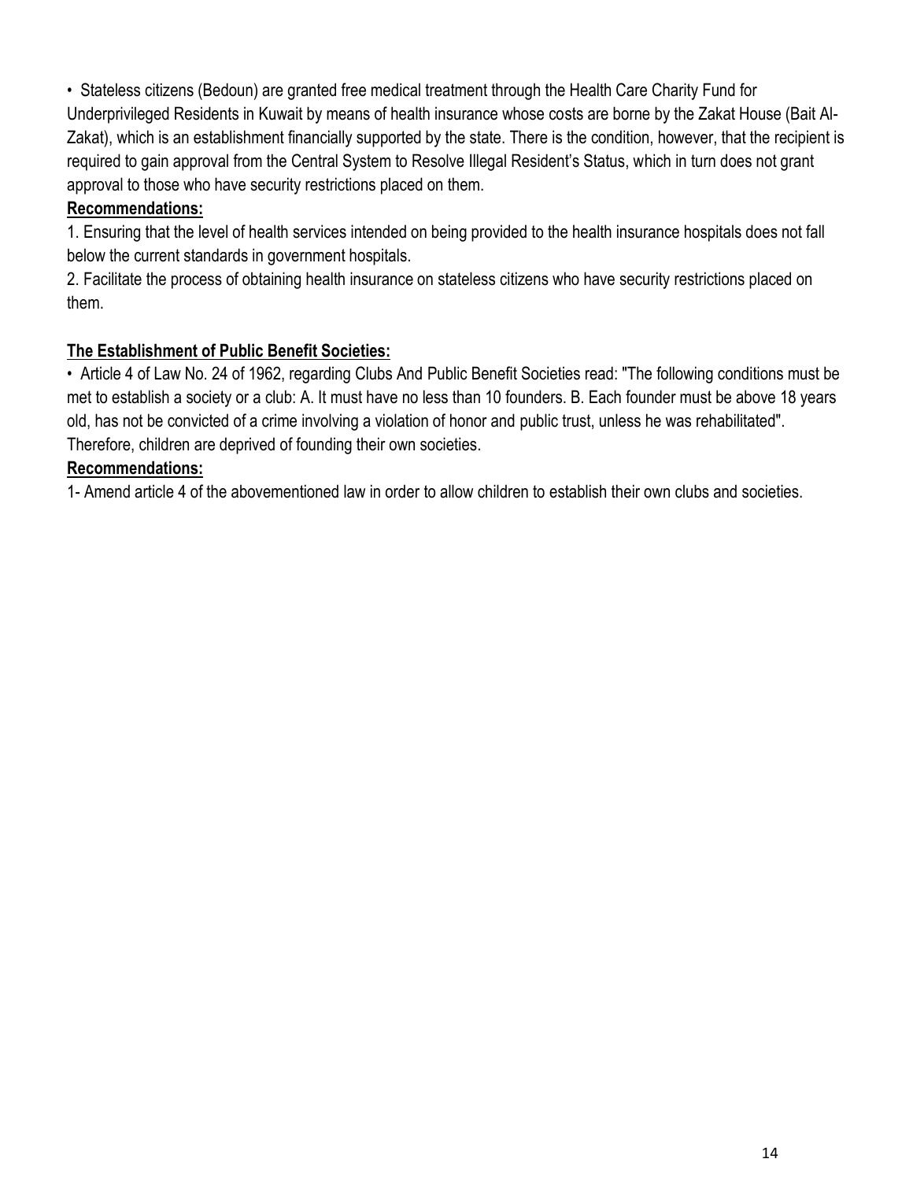• Stateless citizens (Bedoun) are granted free medical treatment through the Health Care Charity Fund for Underprivileged Residents in Kuwait by means of health insurance whose costs are borne by the Zakat House (Bait Al-Zakat), which is an establishment financially supported by the state. There is the condition, however, that the recipient is required to gain approval from the Central System to Resolve Illegal Resident's Status, which in turn does not grant approval to those who have security restrictions placed on them.

**Recommendations:**

1. Ensuring that the level of health services intended on being provided to the health insurance hospitals does not fall below the current standards in government hospitals.
2. Facilitate the process of obtaining health insurance on stateless citizens who have security restrictions placed on them.

**The Establishment of Public Benefit Societies:**

• Article 4 of Law No. 24 of 1962, regarding Clubs And Public Benefit Societies read: "The following conditions must be met to establish a society or a club: A. It must have no less than 10 founders. B. Each founder must be above 18 years old, has not be convicted of a crime involving a violation of honor and public trust, unless he was rehabilitated". Therefore, children are deprived of founding their own societies.

**Recommendations:**

1- Amend article 4 of the abovementioned law in order to allow children to establish their own clubs and societies.